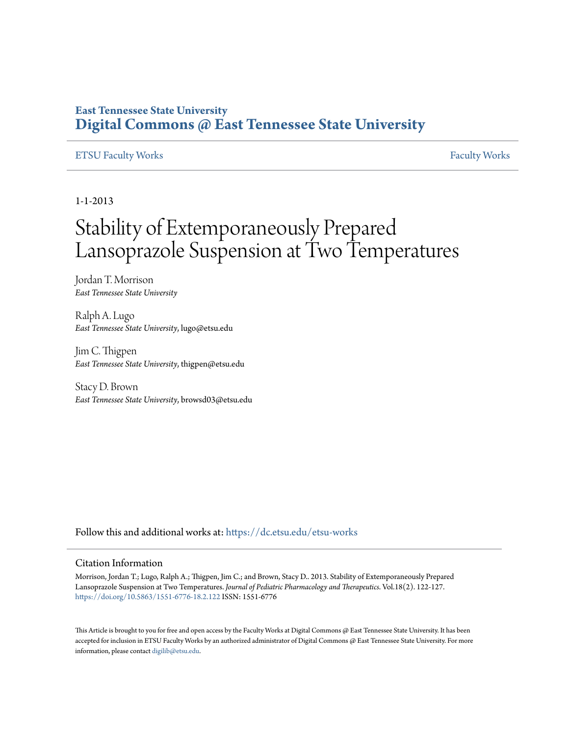East Tennessee State University

# Digital Commons @ East Tennessee State University

ETSU Faculty Works | Faculty Works

1-1-2013

# Stability of Extemporaneously Prepared Lansoprazole Suspension at Two Temperatures

Jordan T. Morrison
*East Tennessee State University*

Ralph A. Lugo
*East Tennessee State University*, lugo@etsu.edu

Jim C. Thigpen
*East Tennessee State University*, thigpen@etsu.edu

Stacy D. Brown
*East Tennessee State University*, browsd03@etsu.edu

Follow this and additional works at: https://dc.etsu.edu/etsu-works

## Citation Information

Morrison, Jordan T.; Lugo, Ralph A.; Thigpen, Jim C.; and Brown, Stacy D.. 2013. Stability of Extemporaneously Prepared Lansoprazole Suspension at Two Temperatures. *Journal of Pediatric Pharmacology and Therapeutics*. Vol.18(2). 122-127. https://doi.org/10.5863/1551-6776-18.2.122 ISSN: 1551-6776

This Article is brought to you for free and open access by the Faculty Works at Digital Commons @ East Tennessee State University. It has been accepted for inclusion in ETSU Faculty Works by an authorized administrator of Digital Commons @ East Tennessee State University. For more information, please contact digilib@etsu.edu.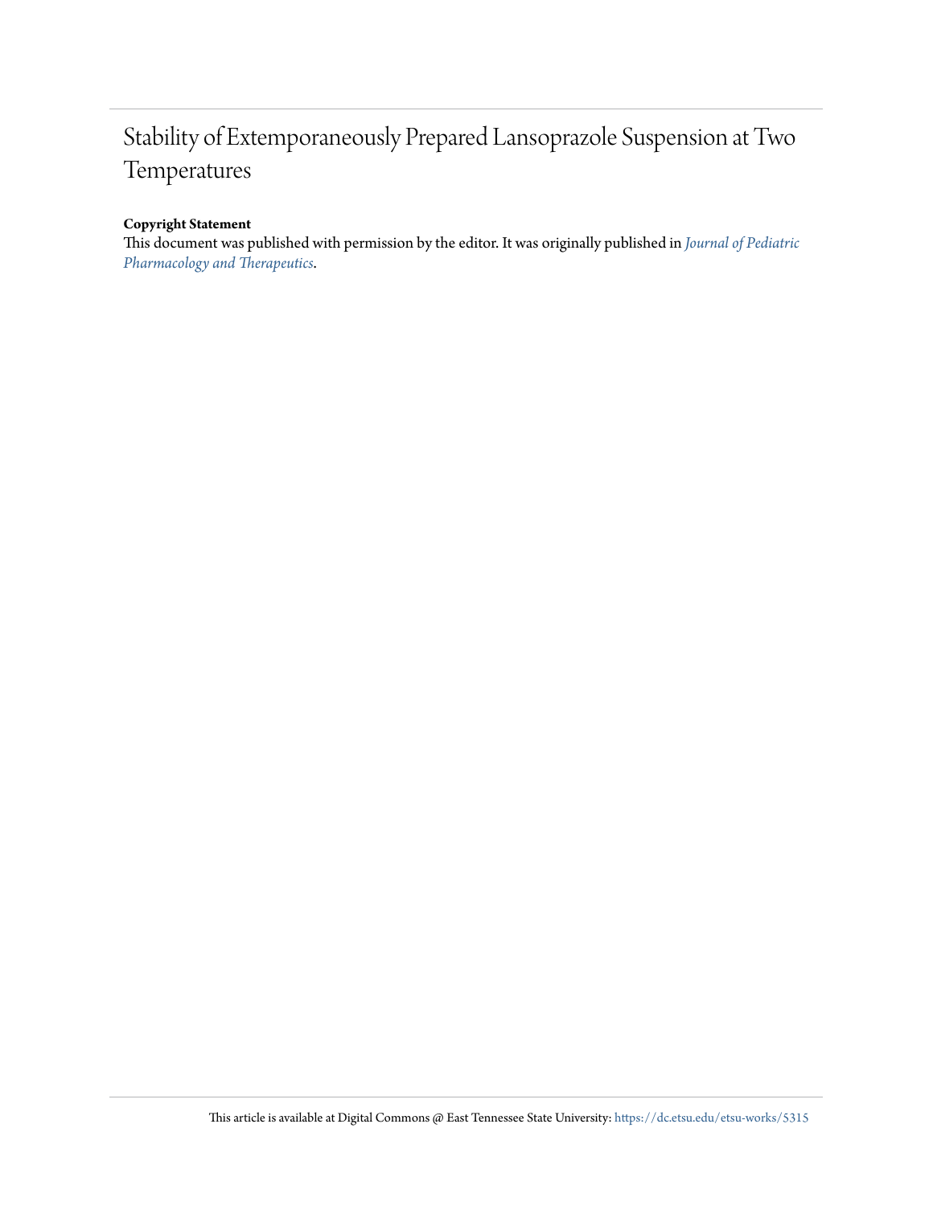# Stability of Extemporaneously Prepared Lansoprazole Suspension at Two Temperatures

**Copyright Statement**

This document was published with permission by the editor. It was originally published in *Journal of Pediatric Pharmacology and Therapeutics*.

This article is available at Digital Commons @ East Tennessee State University: https://dc.etsu.edu/etsu-works/5315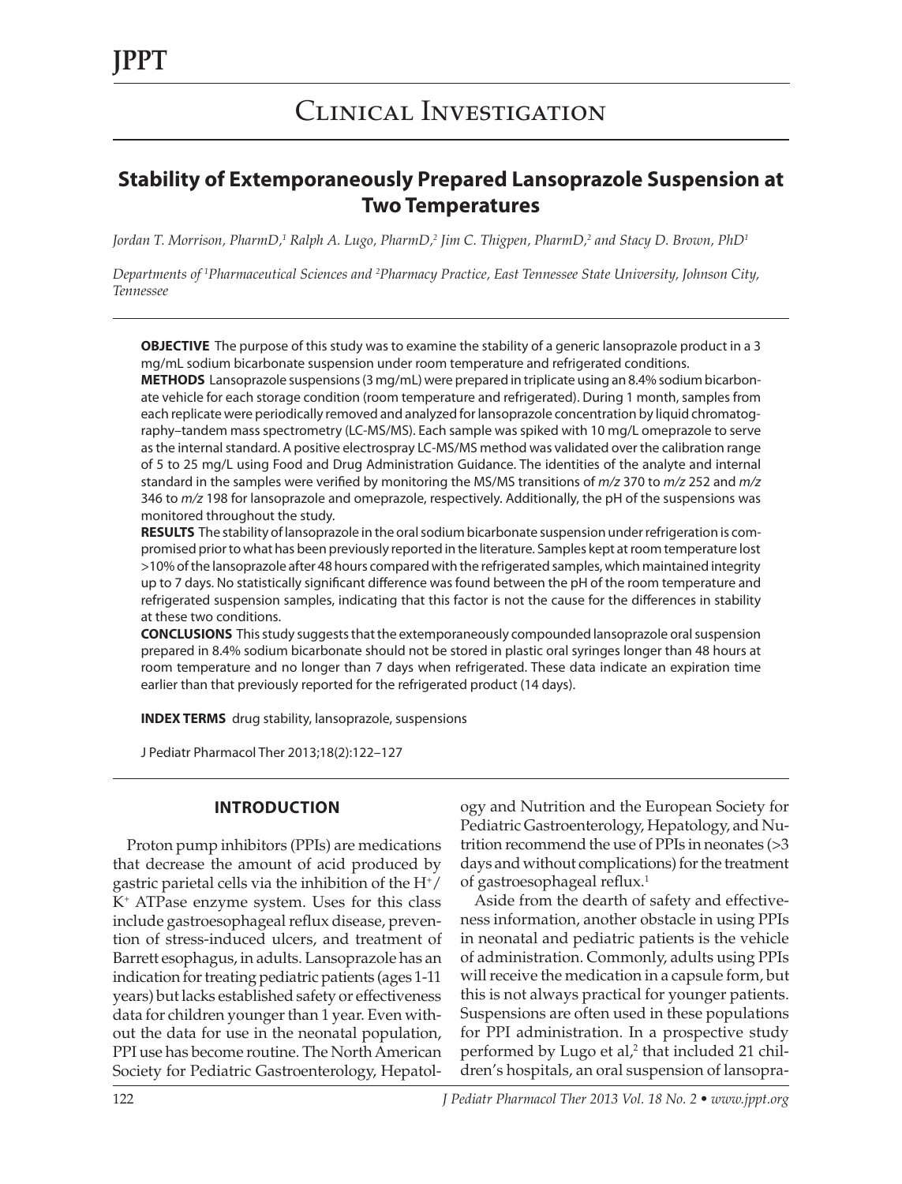# Clinical Investigation

## Stability of Extemporaneously Prepared Lansoprazole Suspension at Two Temperatures

*Jordan T. Morrison, PharmD,[1] Ralph A. Lugo, PharmD,[2] Jim C. Thigpen, PharmD,[2] and Stacy D. Brown, PhD[1]*

*Departments of [1]Pharmaceutical Sciences and [2]Pharmacy Practice, East Tennessee State University, Johnson City, Tennessee*

**OBJECTIVE** The purpose of this study was to examine the stability of a generic lansoprazole product in a 3 mg/mL sodium bicarbonate suspension under room temperature and refrigerated conditions.

**METHODS** Lansoprazole suspensions (3 mg/mL) were prepared in triplicate using an 8.4% sodium bicarbonate vehicle for each storage condition (room temperature and refrigerated). During 1 month, samples from each replicate were periodically removed and analyzed for lansoprazole concentration by liquid chromatography–tandem mass spectrometry (LC-MS/MS). Each sample was spiked with 10 mg/L omeprazole to serve as the internal standard. A positive electrospray LC-MS/MS method was validated over the calibration range of 5 to 25 mg/L using Food and Drug Administration Guidance. The identities of the analyte and internal standard in the samples were verified by monitoring the MS/MS transitions of *m/z* 370 to *m/z* 252 and *m/z* 346 to *m/z* 198 for lansoprazole and omeprazole, respectively. Additionally, the pH of the suspensions was monitored throughout the study.

**RESULTS** The stability of lansoprazole in the oral sodium bicarbonate suspension under refrigeration is compromised prior to what has been previously reported in the literature. Samples kept at room temperature lost >10% of the lansoprazole after 48 hours compared with the refrigerated samples, which maintained integrity up to 7 days. No statistically significant difference was found between the pH of the room temperature and refrigerated suspension samples, indicating that this factor is not the cause for the differences in stability at these two conditions.

**CONCLUSIONS** This study suggests that the extemporaneously compounded lansoprazole oral suspension prepared in 8.4% sodium bicarbonate should not be stored in plastic oral syringes longer than 48 hours at room temperature and no longer than 7 days when refrigerated. These data indicate an expiration time earlier than that previously reported for the refrigerated product (14 days).

**INDEX TERMS** drug stability, lansoprazole, suspensions

J Pediatr Pharmacol Ther 2013;18(2):122–127

## INTRODUCTION

Proton pump inhibitors (PPIs) are medications that decrease the amount of acid produced by gastric parietal cells via the inhibition of the $H^+/K^+$ ATPase enzyme system. Uses for this class include gastroesophageal reflux disease, prevention of stress-induced ulcers, and treatment of Barrett esophagus, in adults. Lansoprazole has an indication for treating pediatric patients (ages 1-11 years) but lacks established safety or effectiveness data for children younger than 1 year. Even without the data for use in the neonatal population, PPI use has become routine. The North American Society for Pediatric Gastroenterology, Hepatology and Nutrition and the European Society for Pediatric Gastroenterology, Hepatology, and Nutrition recommend the use of PPIs in neonates (>3 days and without complications) for the treatment of gastroesophageal reflux.[1]

Aside from the dearth of safety and effectiveness information, another obstacle in using PPIs in neonatal and pediatric patients is the vehicle of administration. Commonly, adults using PPIs will receive the medication in a capsule form, but this is not always practical for younger patients. Suspensions are often used in these populations for PPI administration. In a prospective study performed by Lugo et al,[2] that included 21 children's hospitals, an oral suspension of lanspra-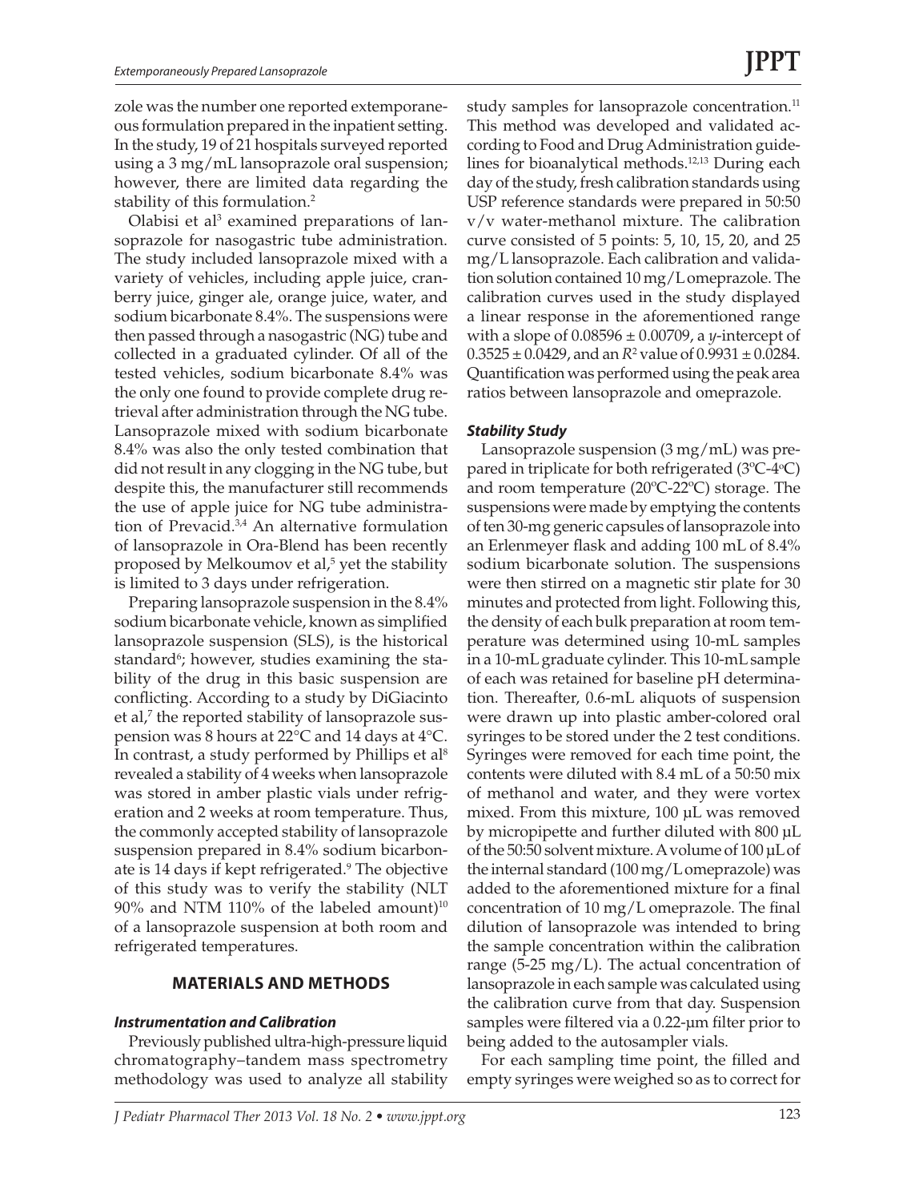zole was the number one reported extemporaneous formulation prepared in the inpatient setting. In the study, 19 of 21 hospitals surveyed reported using a 3 mg/mL lansoprazole oral suspension; however, there are limited data regarding the stability of this formulation.[2]

Olabisi et al[3] examined preparations of lansoprazole for nasogastric tube administration. The study included lansoprazole mixed with a variety of vehicles, including apple juice, cranberry juice, ginger ale, orange juice, water, and sodium bicarbonate 8.4%. The suspensions were then passed through a nasogastric (NG) tube and collected in a graduated cylinder. Of all of the tested vehicles, sodium bicarbonate 8.4% was the only one found to provide complete drug retrieval after administration through the NG tube. Lansoprazole mixed with sodium bicarbonate 8.4% was also the only tested combination that did not result in any clogging in the NG tube, but despite this, the manufacturer still recommends the use of apple juice for NG tube administration of Prevacid.[3,4] An alternative formulation of lansoprazole in Ora-Blend has been recently proposed by Melkoumov et al,[5] yet the stability is limited to 3 days under refrigeration.

Preparing lansoprazole suspension in the 8.4% sodium bicarbonate vehicle, known as simplified lansoprazole suspension (SLS), is the historical standard[6]; however, studies examining the stability of the drug in this basic suspension are conflicting. According to a study by DiGiacinto et al,[7] the reported stability of lansoprazole suspension was 8 hours at 22°C and 14 days at 4°C. In contrast, a study performed by Phillips et al[8] revealed a stability of 4 weeks when lansoprazole was stored in amber plastic vials under refrigeration and 2 weeks at room temperature. Thus, the commonly accepted stability of lansoprazole suspension prepared in 8.4% sodium bicarbonate is 14 days if kept refrigerated.[9] The objective of this study was to verify the stability (NLT 90% and NTM 110% of the labeled amount)[10] of a lansoprazole suspension at both room and refrigerated temperatures.

## MATERIALS AND METHODS

### Instrumentation and Calibration

Previously published ultra-high-pressure liquid chromatography–tandem mass spectrometry methodology was used to analyze all stability study samples for lansoprazole concentration.[11] This method was developed and validated according to Food and Drug Administration guidelines for bioanalytical methods.[12,13] During each day of the study, fresh calibration standards using USP reference standards were prepared in 50:50 v/v water-methanol mixture. The calibration curve consisted of 5 points: 5, 10, 15, 20, and 25 mg/L lansoprazole. Each calibration and validation solution contained 10 mg/L omeprazole. The calibration curves used in the study displayed a linear response in the aforementioned range with a slope of $0.08596 \pm 0.00709$, a $y$-intercept of $0.3525 \pm 0.0429$, and an $R^2$ value of $0.9931 \pm 0.0284$. Quantification was performed using the peak area ratios between lansoprazole and omeprazole.

### Stability Study

Lansoprazole suspension (3 mg/mL) was prepared in triplicate for both refrigerated (3ºC-4ºC) and room temperature (20ºC-22ºC) storage. The suspensions were made by emptying the contents of ten 30-mg generic capsules of lansoprazole into an Erlenmeyer flask and adding 100 mL of 8.4% sodium bicarbonate solution. The suspensions were then stirred on a magnetic stir plate for 30 minutes and protected from light. Following this, the density of each bulk preparation at room temperature was determined using 10-mL samples in a 10-mL graduate cylinder. This 10-mL sample of each was retained for baseline pH determination. Thereafter, 0.6-mL aliquots of suspension were drawn up into plastic amber-colored oral syringes to be stored under the 2 test conditions. Syringes were removed for each time point, the contents were diluted with 8.4 mL of a 50:50 mix of methanol and water, and they were vortex mixed. From this mixture, 100 µL was removed by micropipette and further diluted with 800 µL of the 50:50 solvent mixture. A volume of 100 µL of the internal standard (100 mg/L omeprazole) was added to the aforementioned mixture for a final concentration of 10 mg/L omeprazole. The final dilution of lansoprazole was intended to bring the sample concentration within the calibration range (5-25 mg/L). The actual concentration of lansoprazole in each sample was calculated using the calibration curve from that day. Suspension samples were filtered via a 0.22-µm filter prior to being added to the autosampler vials.

For each sampling time point, the filled and empty syringes were weighed so as to correct for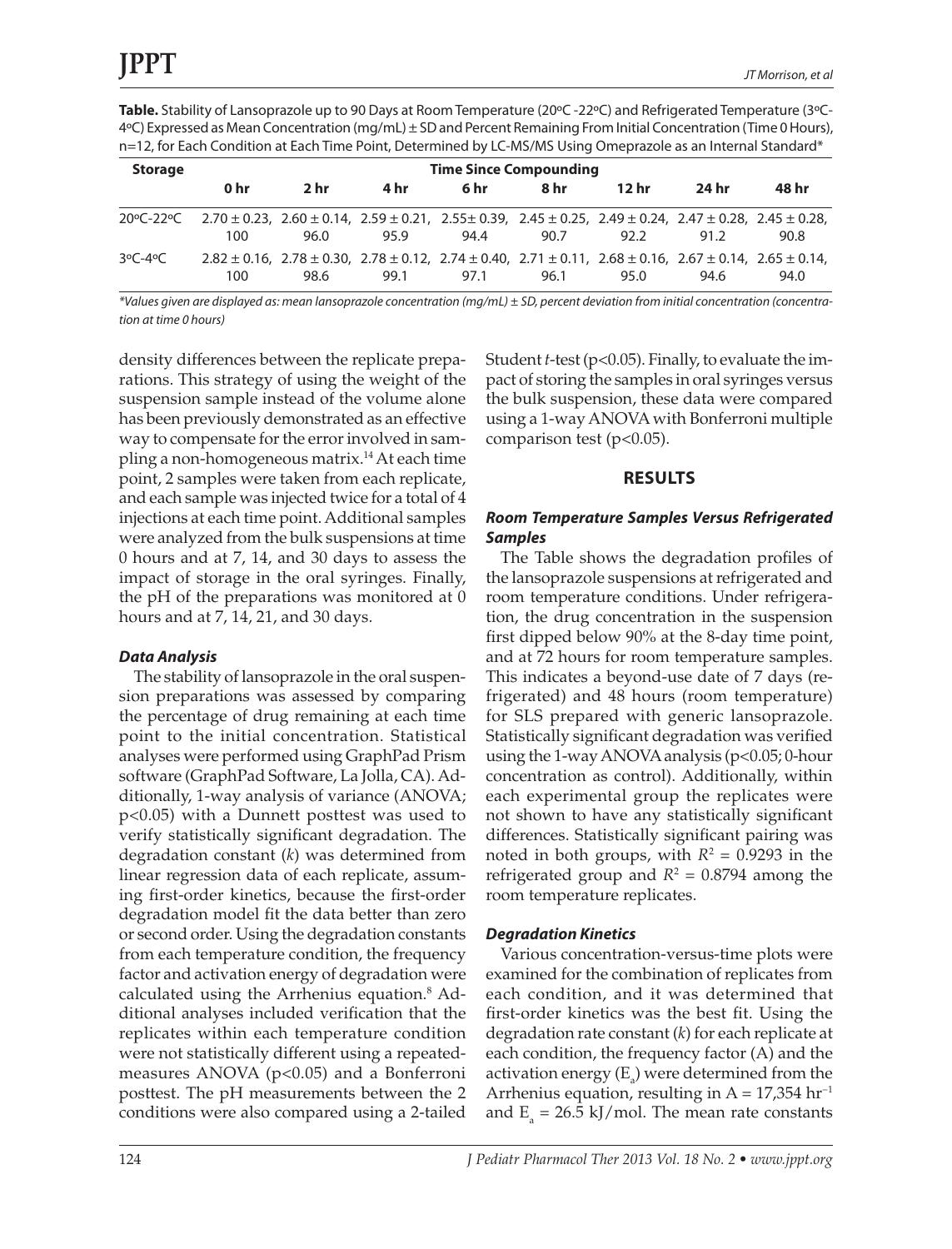**Table.** Stability of Lansoprazole up to 90 Days at Room Temperature (20ºC -22ºC) and Refrigerated Temperature (3ºC-4ºC) Expressed as Mean Concentration (mg/mL) ± SD and Percent Remaining From Initial Concentration (Time 0 Hours), n=12, for Each Condition at Each Time Point, Determined by LC-MS/MS Using Omeprazole as an Internal Standard*

| Storage | Time Since Compounding | | | | | | | |
|---|---|---|---|---|---|---|---|---|
| | 0 hr | 2 hr | 4 hr | 6 hr | 8 hr | 12 hr | 24 hr | 48 hr |
| 20ºC-22ºC | 2.70 ± 0.23, 100 | 2.60 ± 0.14, 96.0 | 2.59 ± 0.21, 95.9 | 2.55± 0.39, 94.4 | 2.45 ± 0.25, 90.7 | 2.49 ± 0.24, 92.2 | 2.47 ± 0.28, 91.2 | 2.45 ± 0.28, 90.8 |
| 3ºC-4ºC | 2.82 ± 0.16, 100 | 2.78 ± 0.30, 98.6 | 2.78 ± 0.12, 99.1 | 2.74 ± 0.40, 97.1 | 2.71 ± 0.11, 96.1 | 2.68 ± 0.16, 95.0 | 2.67 ± 0.14, 94.6 | 2.65 ± 0.14, 94.0 |

*\*Values given are displayed as: mean lansoprazole concentration (mg/mL) ± SD, percent deviation from initial concentration (concentration at time 0 hours)*

density differences between the replicate preparations. This strategy of using the weight of the suspension sample instead of the volume alone has been previously demonstrated as an effective way to compensate for the error involved in sampling a non-homogeneous matrix.[14] At each time point, 2 samples were taken from each replicate, and each sample was injected twice for a total of 4 injections at each time point. Additional samples were analyzed from the bulk suspensions at time 0 hours and at 7, 14, and 30 days to assess the impact of storage in the oral syringes. Finally, the pH of the preparations was monitored at 0 hours and at 7, 14, 21, and 30 days.

### *Data Analysis*

The stability of lansoprazole in the oral suspension preparations was assessed by comparing the percentage of drug remaining at each time point to the initial concentration. Statistical analyses were performed using GraphPad Prism software (GraphPad Software, La Jolla, CA). Additionally, 1-way analysis of variance (ANOVA; $p<0.05$) with a Dunnett posttest was used to verify statistically significant degradation. The degradation constant ($k$) was determined from linear regression data of each replicate, assuming first-order kinetics, because the first-order degradation model fit the data better than zero or second order. Using the degradation constants from each temperature condition, the frequency factor and activation energy of degradation were calculated using the Arrhenius equation.[8] Additional analyses included verification that the replicates within each temperature condition were not statistically different using a repeated-measures ANOVA ($p<0.05$) and a Bonferroni posttest. The pH measurements between the 2 conditions were also compared using a 2-tailed Student *t*-test ($p<0.05$). Finally, to evaluate the impact of storing the samples in oral syringes versus the bulk suspension, these data were compared using a 1-way ANOVA with Bonferroni multiple comparison test ($p<0.05$).

## RESULTS

### *Room Temperature Samples Versus Refrigerated Samples*

The Table shows the degradation profiles of the lansoprazole suspensions at refrigerated and room temperature conditions. Under refrigeration, the drug concentration in the suspension first dipped below 90% at the 8-day time point, and at 72 hours for room temperature samples. This indicates a beyond-use date of 7 days (refrigerated) and 48 hours (room temperature) for SLS prepared with generic lansoprazole. Statistically significant degradation was verified using the 1-way ANOVA analysis ($p<0.05$; 0-hour concentration as control). Additionally, within each experimental group the replicates were not shown to have any statistically significant differences. Statistically significant pairing was noted in both groups, with $R^2 = 0.9293$ in the refrigerated group and $R^2 = 0.8794$ among the room temperature replicates.

### *Degradation Kinetics*

Various concentration-versus-time plots were examined for the combination of replicates from each condition, and it was determined that first-order kinetics was the best fit. Using the degradation rate constant ($k$) for each replicate at each condition, the frequency factor (A) and the activation energy ($E_a$) were determined from the Arrhenius equation, resulting in $A = 17{,}354\ hr^{-1}$ and $E_a = 26.5$ kJ/mol. The mean rate constants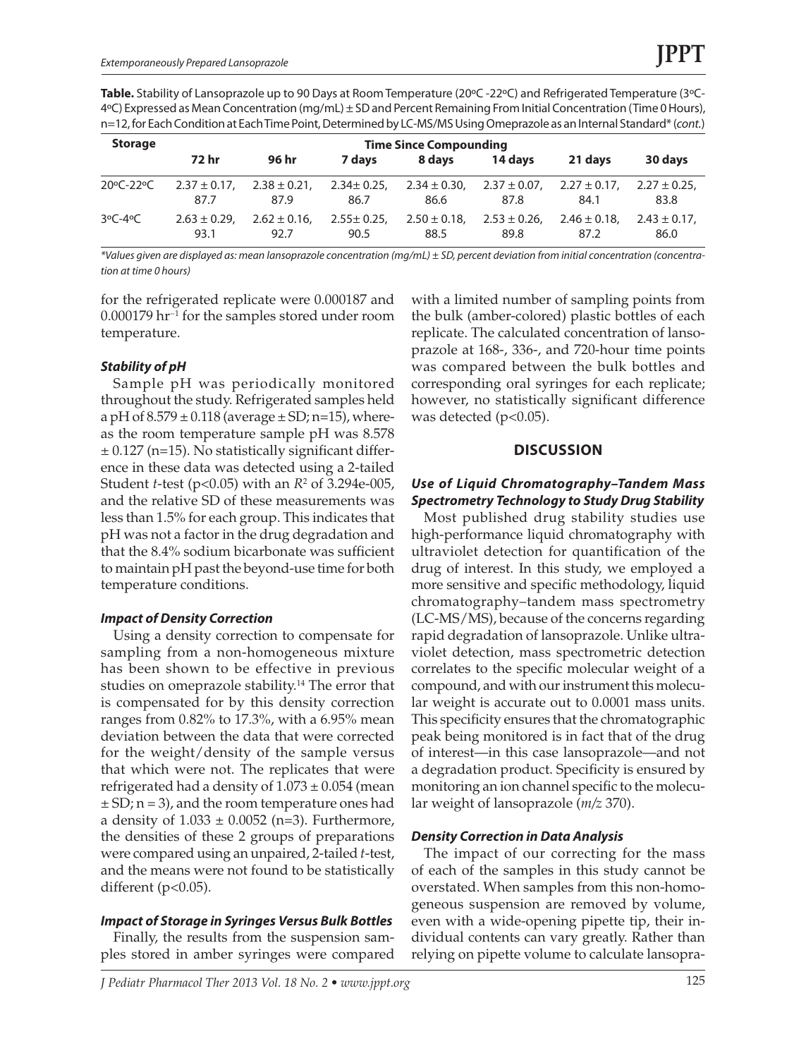**Table.** Stability of Lansoprazole up to 90 Days at Room Temperature (20ºC -22ºC) and Refrigerated Temperature (3ºC-4ºC) Expressed as Mean Concentration (mg/mL) ± SD and Percent Remaining From Initial Concentration (Time 0 Hours), n=12, for Each Condition at Each Time Point, Determined by LC-MS/MS Using Omeprazole as an Internal Standard* (*cont.*)

| Storage | Time Since Compounding | | | | | | |
|---|---|---|---|---|---|---|---|
| | 72 hr | 96 hr | 7 days | 8 days | 14 days | 21 days | 30 days |
| 20ºC-22ºC | 2.37 ± 0.17, 87.7 | 2.38 ± 0.21, 87.9 | 2.34± 0.25, 86.7 | 2.34 ± 0.30, 86.6 | 2.37 ± 0.07, 87.8 | 2.27 ± 0.17, 84.1 | 2.27 ± 0.25, 83.8 |
| 3ºC-4ºC | 2.63 ± 0.29, 93.1 | 2.62 ± 0.16, 92.7 | 2.55± 0.25, 90.5 | 2.50 ± 0.18, 88.5 | 2.53 ± 0.26, 89.8 | 2.46 ± 0.18, 87.2 | 2.43 ± 0.17, 86.0 |

*\*Values given are displayed as: mean lansoprazole concentration (mg/mL) ± SD, percent deviation from initial concentration (concentration at time 0 hours)*

for the refrigerated replicate were 0.000187 and 0.000179 $hr^{-1}$ for the samples stored under room temperature.

### *Stability of pH*

Sample pH was periodically monitored throughout the study. Refrigerated samples held a pH of 8.579 ± 0.118 (average ± SD; n=15), whereas the room temperature sample pH was 8.578 ± 0.127 (n=15). No statistically significant difference in these data was detected using a 2-tailed Student *t*-test ($p<0.05$) with an $R^2$ of 3.294e-005, and the relative SD of these measurements was less than 1.5% for each group. This indicates that pH was not a factor in the drug degradation and that the 8.4% sodium bicarbonate was sufficient to maintain pH past the beyond-use time for both temperature conditions.

### *Impact of Density Correction*

Using a density correction to compensate for sampling from a non-homogeneous mixture has been shown to be effective in previous studies on omeprazole stability.[14] The error that is compensated for by this density correction ranges from 0.82% to 17.3%, with a 6.95% mean deviation between the data that were corrected for the weight/density of the sample versus that which were not. The replicates that were refrigerated had a density of 1.073 ± 0.054 (mean ± SD; n = 3), and the room temperature ones had a density of 1.033 ± 0.0052 (n=3). Furthermore, the densities of these 2 groups of preparations were compared using an unpaired, 2-tailed *t*-test, and the means were not found to be statistically different ($p<0.05$).

### *Impact of Storage in Syringes Versus Bulk Bottles*

Finally, the results from the suspension samples stored in amber syringes were compared with a limited number of sampling points from the bulk (amber-colored) plastic bottles of each replicate. The calculated concentration of lansoprazole at 168-, 336-, and 720-hour time points was compared between the bulk bottles and corresponding oral syringes for each replicate; however, no statistically significant difference was detected ($p<0.05$).

## DISCUSSION

### *Use of Liquid Chromatography–Tandem Mass Spectrometry Technology to Study Drug Stability*

Most published drug stability studies use high-performance liquid chromatography with ultraviolet detection for quantification of the drug of interest. In this study, we employed a more sensitive and specific methodology, liquid chromatography–tandem mass spectrometry (LC-MS/MS), because of the concerns regarding rapid degradation of lansoprazole. Unlike ultraviolet detection, mass spectrometric detection correlates to the specific molecular weight of a compound, and with our instrument this molecular weight is accurate out to 0.0001 mass units. This specificity ensures that the chromatographic peak being monitored is in fact that of the drug of interest—in this case lansoprazole—and not a degradation product. Specificity is ensured by monitoring an ion channel specific to the molecular weight of lansoprazole ($m/z$ 370).

### *Density Correction in Data Analysis*

The impact of our correcting for the mass of each of the samples in this study cannot be overstated. When samples from this non-homogeneous suspension are removed by volume, even with a wide-opening pipette tip, their individual contents can vary greatly. Rather than relying on pipette volume to calculate lanspra-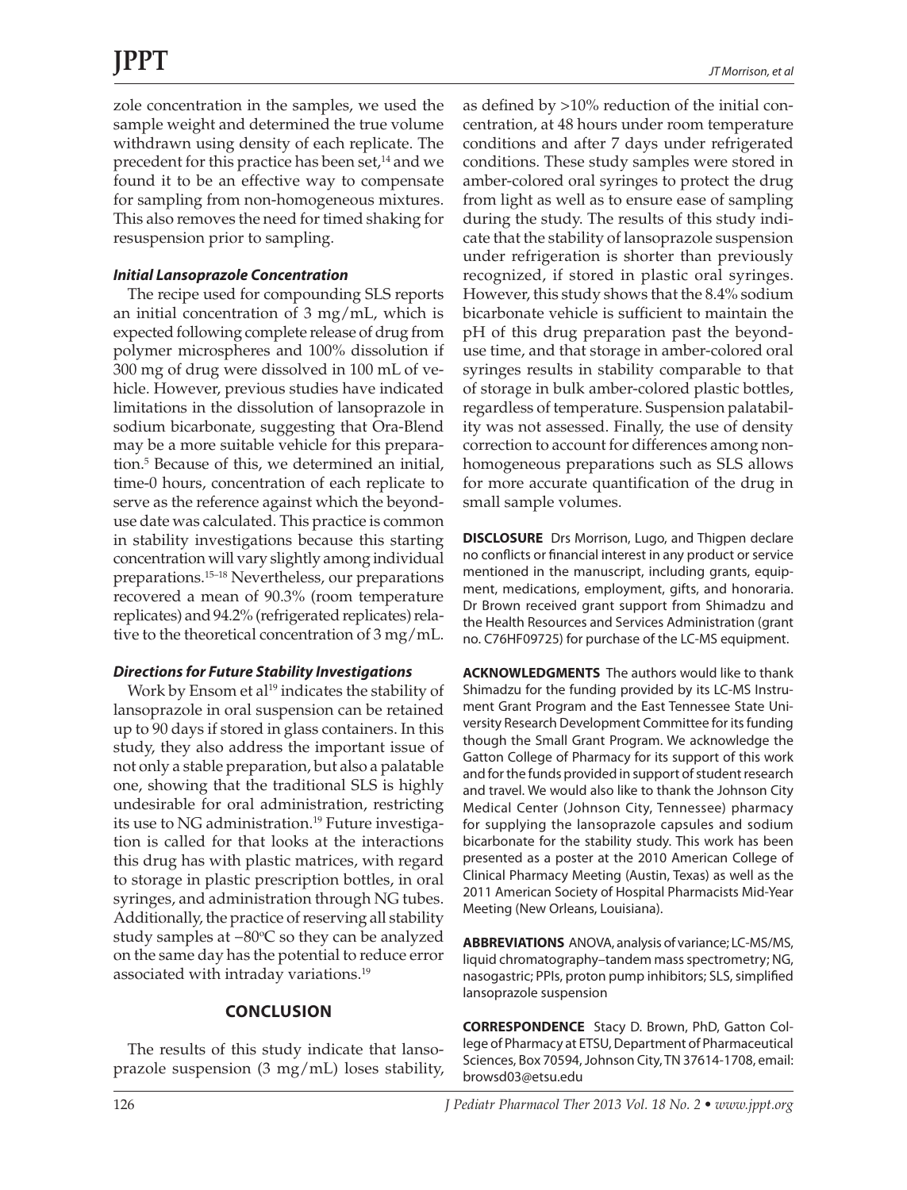zole concentration in the samples, we used the sample weight and determined the true volume withdrawn using density of each replicate. The precedent for this practice has been set,[14] and we found it to be an effective way to compensate for sampling from non-homogeneous mixtures. This also removes the need for timed shaking for resuspension prior to sampling.

### *Initial Lansoprazole Concentration*

The recipe used for compounding SLS reports an initial concentration of 3 mg/mL, which is expected following complete release of drug from polymer microspheres and 100% dissolution if 300 mg of drug were dissolved in 100 mL of vehicle. However, previous studies have indicated limitations in the dissolution of lansoprazole in sodium bicarbonate, suggesting that Ora-Blend may be a more suitable vehicle for this preparation.[5] Because of this, we determined an initial, time-0 hours, concentration of each replicate to serve as the reference against which the beyond-use date was calculated. This practice is common in stability investigations because this starting concentration will vary slightly among individual preparations.[15–18] Nevertheless, our preparations recovered a mean of 90.3% (room temperature replicates) and 94.2% (refrigerated replicates) relative to the theoretical concentration of 3 mg/mL.

### *Directions for Future Stability Investigations*

Work by Ensom et al[19] indicates the stability of lansoprazole in oral suspension can be retained up to 90 days if stored in glass containers. In this study, they also address the important issue of not only a stable preparation, but also a palatable one, showing that the traditional SLS is highly undesirable for oral administration, restricting its use to NG administration.[19] Future investigation is called for that looks at the interactions this drug has with plastic matrices, with regard to storage in plastic prescription bottles, in oral syringes, and administration through NG tubes. Additionally, the practice of reserving all stability study samples at −80°C so they can be analyzed on the same day has the potential to reduce error associated with intraday variations.[19]

## CONCLUSION

The results of this study indicate that lansoprazole suspension (3 mg/mL) loses stability, as defined by >10% reduction of the initial concentration, at 48 hours under room temperature conditions and after 7 days under refrigerated conditions. These study samples were stored in amber-colored oral syringes to protect the drug from light as well as to ensure ease of sampling during the study. The results of this study indicate that the stability of lansoprazole suspension under refrigeration is shorter than previously recognized, if stored in plastic oral syringes. However, this study shows that the 8.4% sodium bicarbonate vehicle is sufficient to maintain the pH of this drug preparation past the beyond-use time, and that storage in amber-colored oral syringes results in stability comparable to that of storage in bulk amber-colored plastic bottles, regardless of temperature. Suspension palatability was not assessed. Finally, the use of density correction to account for differences among non-homogeneous preparations such as SLS allows for more accurate quantification of the drug in small sample volumes.

**DISCLOSURE** Drs Morrison, Lugo, and Thigpen declare no conflicts or financial interest in any product or service mentioned in the manuscript, including grants, equipment, medications, employment, gifts, and honoraria. Dr Brown received grant support from Shimadzu and the Health Resources and Services Administration (grant no. C76HF09725) for purchase of the LC-MS equipment.

**ACKNOWLEDGMENTS** The authors would like to thank Shimadzu for the funding provided by its LC-MS Instrument Grant Program and the East Tennessee State University Research Development Committee for its funding though the Small Grant Program. We acknowledge the Gatton College of Pharmacy for its support of this work and for the funds provided in support of student research and travel. We would also like to thank the Johnson City Medical Center (Johnson City, Tennessee) pharmacy for supplying the lansoprazole capsules and sodium bicarbonate for the stability study. This work has been presented as a poster at the 2010 American College of Clinical Pharmacy Meeting (Austin, Texas) as well as the 2011 American Society of Hospital Pharmacists Mid-Year Meeting (New Orleans, Louisiana).

**ABBREVIATIONS** ANOVA, analysis of variance; LC-MS/MS, liquid chromatography–tandem mass spectrometry; NG, nasogastric; PPIs, proton pump inhibitors; SLS, simplified lansoprazole suspension

**CORRESPONDENCE** Stacy D. Brown, PhD, Gatton College of Pharmacy at ETSU, Department of Pharmaceutical Sciences, Box 70594, Johnson City, TN 37614-1708, email: browsd03@etsu.edu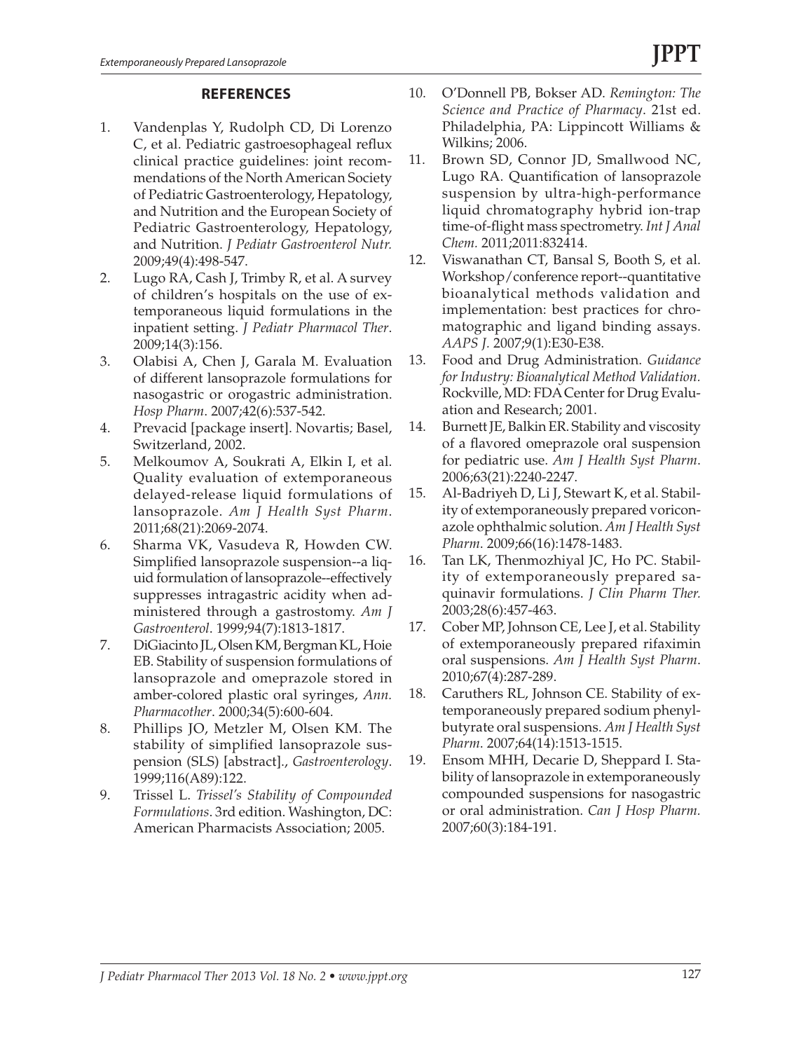## REFERENCES

1. Vandenplas Y, Rudolph CD, Di Lorenzo C, et al. Pediatric gastroesophageal reflux clinical practice guidelines: joint recommendations of the North American Society of Pediatric Gastroenterology, Hepatology, and Nutrition and the European Society of Pediatric Gastroenterology, Hepatology, and Nutrition. *J Pediatr Gastroenterol Nutr.* 2009;49(4):498-547.
2. Lugo RA, Cash J, Trimby R, et al. A survey of children's hospitals on the use of extemporaneous liquid formulations in the inpatient setting. *J Pediatr Pharmacol Ther*. 2009;14(3):156.
3. Olabisi A, Chen J, Garala M. Evaluation of different lansoprazole formulations for nasogastric or orogastric administration. *Hosp Pharm*. 2007;42(6):537-542.
4. Prevacid [package insert]. Novartis; Basel, Switzerland, 2002.
5. Melkoumov A, Soukrati A, Elkin I, et al. Quality evaluation of extemporaneous delayed-release liquid formulations of lansoprazole. *Am J Health Syst Pharm*. 2011;68(21):2069-2074.
6. Sharma VK, Vasudeva R, Howden CW. Simplified lansoprazole suspension--a liquid formulation of lansoprazole--effectively suppresses intragastric acidity when administered through a gastrostomy. *Am J Gastroenterol*. 1999;94(7):1813-1817.
7. DiGiacinto JL, Olsen KM, Bergman KL, Hoie EB. Stability of suspension formulations of lansoprazole and omeprazole stored in amber-colored plastic oral syringes, *Ann. Pharmacother*. 2000;34(5):600-604.
8. Phillips JO, Metzler M, Olsen KM. The stability of simplified lansoprazole suspension (SLS) [abstract]., *Gastroenterology*. 1999;116(A89):122.
9. Trissel L. *Trissel's Stability of Compounded Formulations*. 3rd edition. Washington, DC: American Pharmacists Association; 2005.
10. O'Donnell PB, Bokser AD. *Remington: The Science and Practice of Pharmacy*. 21st ed. Philadelphia, PA: Lippincott Williams & Wilkins; 2006.
11. Brown SD, Connor JD, Smallwood NC, Lugo RA. Quantification of lansoprazole suspension by ultra-high-performance liquid chromatography hybrid ion-trap time-of-flight mass spectrometry. *Int J Anal Chem.* 2011;2011:832414.
12. Viswanathan CT, Bansal S, Booth S, et al. Workshop/conference report--quantitative bioanalytical methods validation and implementation: best practices for chromatographic and ligand binding assays. *AAPS J.* 2007;9(1):E30-E38.
13. Food and Drug Administration. *Guidance for Industry: Bioanalytical Method Validation.* Rockville, MD: FDA Center for Drug Evaluation and Research; 2001.
14. Burnett JE, Balkin ER. Stability and viscosity of a flavored omeprazole oral suspension for pediatric use. *Am J Health Syst Pharm*. 2006;63(21):2240-2247.
15. Al-Badriyeh D, Li J, Stewart K, et al. Stability of extemporaneously prepared voriconazole ophthalmic solution. *Am J Health Syst Pharm.* 2009;66(16):1478-1483.
16. Tan LK, Thenmozhiyal JC, Ho PC. Stability of extemporaneously prepared saquinavir formulations. *J Clin Pharm Ther.* 2003;28(6):457-463.
17. Cober MP, Johnson CE, Lee J, et al. Stability of extemporaneously prepared rifaximin oral suspensions. *Am J Health Syst Pharm*. 2010;67(4):287-289.
18. Caruthers RL, Johnson CE. Stability of extemporaneously prepared sodium phenylbutyrate oral suspensions. *Am J Health Syst Pharm.* 2007;64(14):1513-1515.
19. Ensom MHH, Decarie D, Sheppard I. Stability of lansoprazole in extemporaneously compounded suspensions for nasogastric or oral administration. *Can J Hosp Pharm.* 2007;60(3):184-191.